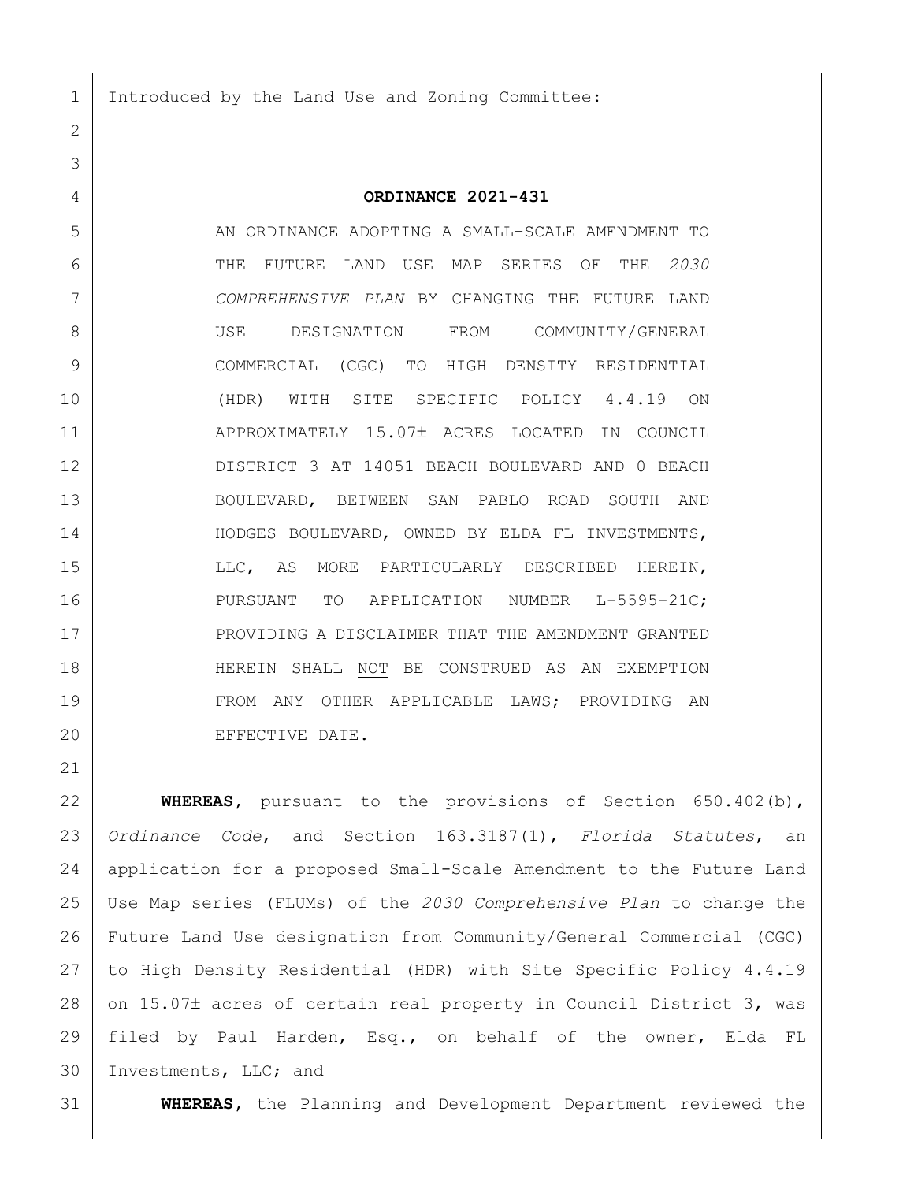Introduced by the Land Use and Zoning Committee:

**ORDINANCE 2021-431**

AN ORDINANCE ADOPTING A SMALL-SCALE AMENDMENT TO THE FUTURE LAND USE MAP SERIES OF THE *2030 COMPREHENSIVE PLAN* BY CHANGING THE FUTURE LAND USE DESIGNATION FROM COMMUNITY/GENERAL COMMERCIAL (CGC) TO HIGH DENSITY RESIDENTIAL (HDR) WITH SITE SPECIFIC POLICY 4.4.19 ON APPROXIMATELY 15.07± ACRES LOCATED IN COUNCIL DISTRICT 3 AT 14051 BEACH BOULEVARD AND 0 BEACH BOULEVARD, BETWEEN SAN PABLO ROAD SOUTH AND HODGES BOULEVARD, OWNED BY ELDA FL INVESTMENTS, LLC, AS MORE PARTICULARLY DESCRIBED HEREIN, PURSUANT TO APPLICATION NUMBER L-5595-21C; PROVIDING A DISCLAIMER THAT THE AMENDMENT GRANTED HEREIN SHALL NOT BE CONSTRUED AS AN EXEMPTION FROM ANY OTHER APPLICABLE LAWS; PROVIDING AN EFFECTIVE DATE.

**WHEREAS**, pursuant to the provisions of Section 650.402(b), *Ordinance Code*, and Section 163.3187(1), *Florida Statutes*, an application for a proposed Small-Scale Amendment to the Future Land Use Map series (FLUMs) of the *2030 Comprehensive Plan* to change the Future Land Use designation from Community/General Commercial (CGC) to High Density Residential (HDR) with Site Specific Policy 4.4.19 on 15.07± acres of certain real property in Council District 3, was filed by Paul Harden, Esq., on behalf of the owner, Elda FL Investments, LLC; and

**WHEREAS**, the Planning and Development Department reviewed the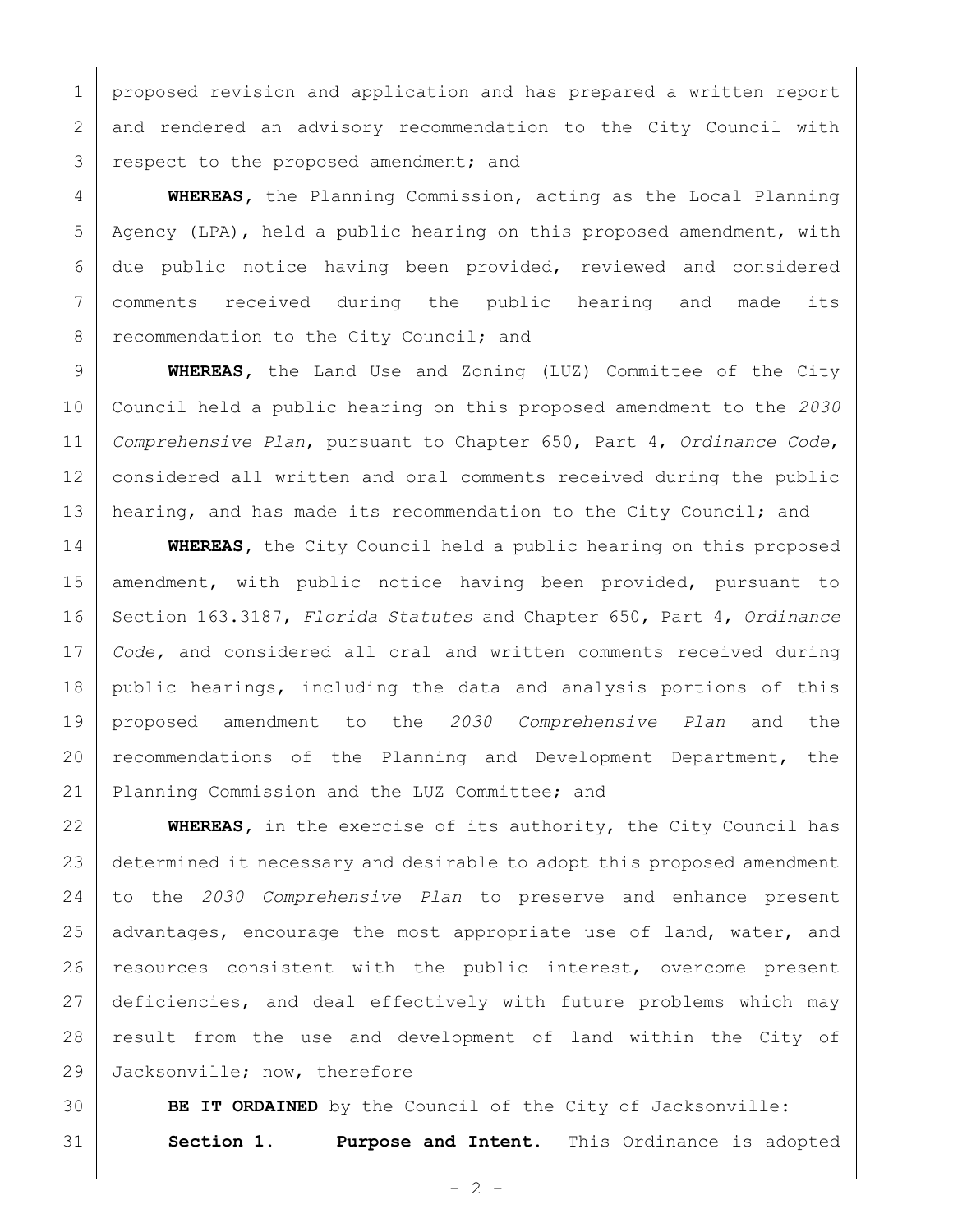proposed revision and application and has prepared a written report and rendered an advisory recommendation to the City Council with respect to the proposed amendment; and

**WHEREAS**, the Planning Commission, acting as the Local Planning Agency (LPA), held a public hearing on this proposed amendment, with due public notice having been provided, reviewed and considered comments received during the public hearing and made its recommendation to the City Council; and

**WHEREAS**, the Land Use and Zoning (LUZ) Committee of the City Council held a public hearing on this proposed amendment to the *2030 Comprehensive Plan*, pursuant to Chapter 650, Part 4, *Ordinance Code*, considered all written and oral comments received during the public hearing, and has made its recommendation to the City Council; and

**WHEREAS**, the City Council held a public hearing on this proposed amendment, with public notice having been provided, pursuant to Section 163.3187, *Florida Statutes* and Chapter 650, Part 4, *Ordinance Code,* and considered all oral and written comments received during public hearings, including the data and analysis portions of this proposed amendment to the *2030 Comprehensive Plan* and the recommendations of the Planning and Development Department, the Planning Commission and the LUZ Committee; and

**WHEREAS**, in the exercise of its authority, the City Council has determined it necessary and desirable to adopt this proposed amendment to the *2030 Comprehensive Plan* to preserve and enhance present advantages, encourage the most appropriate use of land, water, and resources consistent with the public interest, overcome present deficiencies, and deal effectively with future problems which may result from the use and development of land within the City of Jacksonville; now, therefore

**BE IT ORDAINED** by the Council of the City of Jacksonville:

**Section 1. Purpose and Intent.** This Ordinance is adopted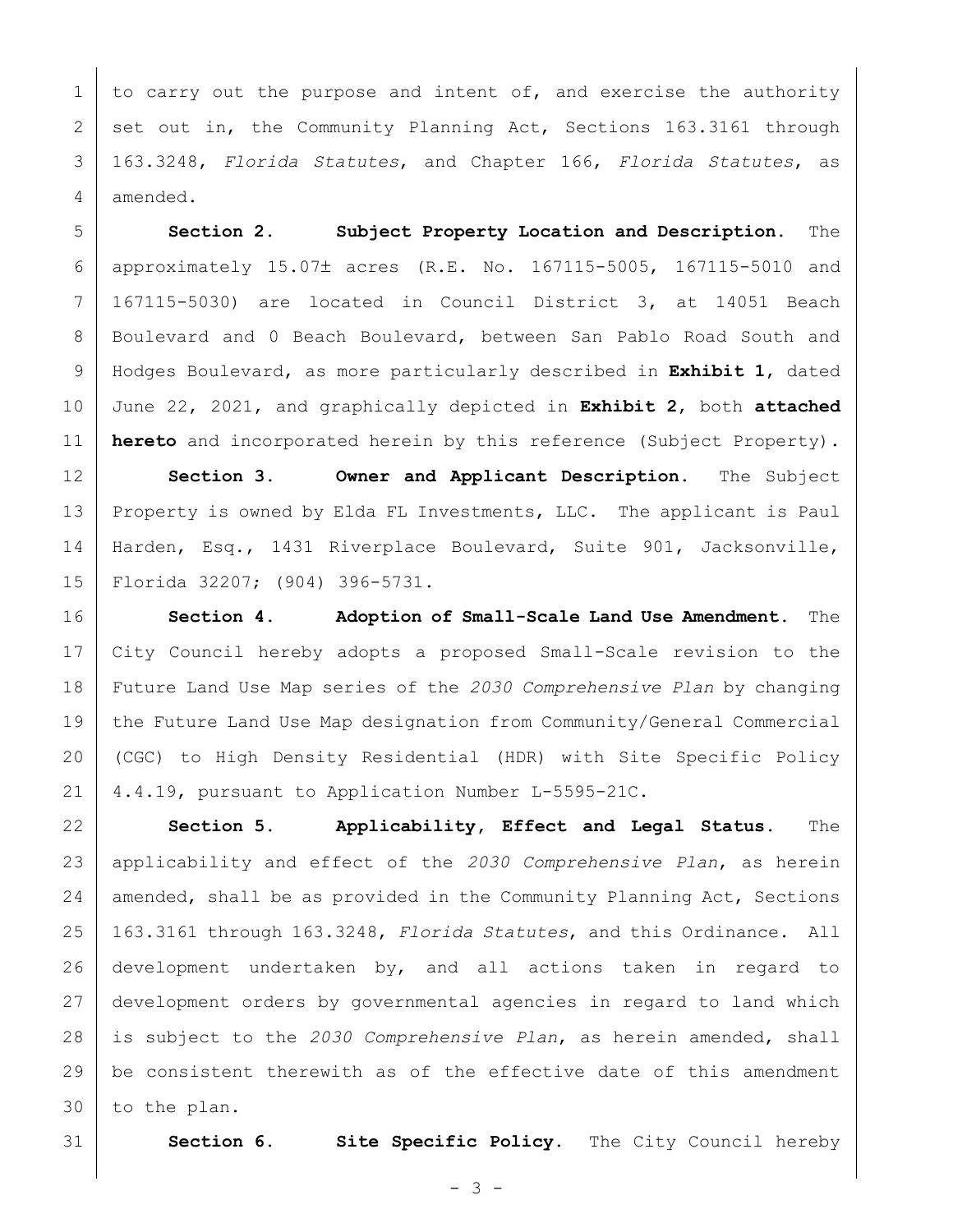to carry out the purpose and intent of, and exercise the authority set out in, the Community Planning Act, Sections 163.3161 through 163.3248, *Florida Statutes*, and Chapter 166, *Florida Statutes*, as amended.

**Section 2. Subject Property Location and Description.** The approximately 15.07± acres (R.E. No. 167115-5005, 167115-5010 and 167115-5030) are located in Council District 3, at 14051 Beach Boulevard and 0 Beach Boulevard, between San Pablo Road South and Hodges Boulevard, as more particularly described in **Exhibit 1**, dated June 22, 2021, and graphically depicted in **Exhibit 2**, both **attached hereto** and incorporated herein by this reference (Subject Property).

**Section 3. Owner and Applicant Description.** The Subject Property is owned by Elda FL Investments, LLC. The applicant is Paul Harden, Esq., 1431 Riverplace Boulevard, Suite 901, Jacksonville, Florida 32207; (904) 396-5731.

**Section 4. Adoption of Small-Scale Land Use Amendment.** The City Council hereby adopts a proposed Small-Scale revision to the Future Land Use Map series of the *2030 Comprehensive Plan* by changing the Future Land Use Map designation from Community/General Commercial (CGC) to High Density Residential (HDR) with Site Specific Policy 4.4.19, pursuant to Application Number L-5595-21C.

**Section 5. Applicability, Effect and Legal Status.** The applicability and effect of the *2030 Comprehensive Plan*, as herein amended, shall be as provided in the Community Planning Act, Sections 163.3161 through 163.3248, *Florida Statutes*, and this Ordinance. All development undertaken by, and all actions taken in regard to development orders by governmental agencies in regard to land which is subject to the *2030 Comprehensive Plan*, as herein amended, shall be consistent therewith as of the effective date of this amendment to the plan.

**Section 6. Site Specific Policy.** The City Council hereby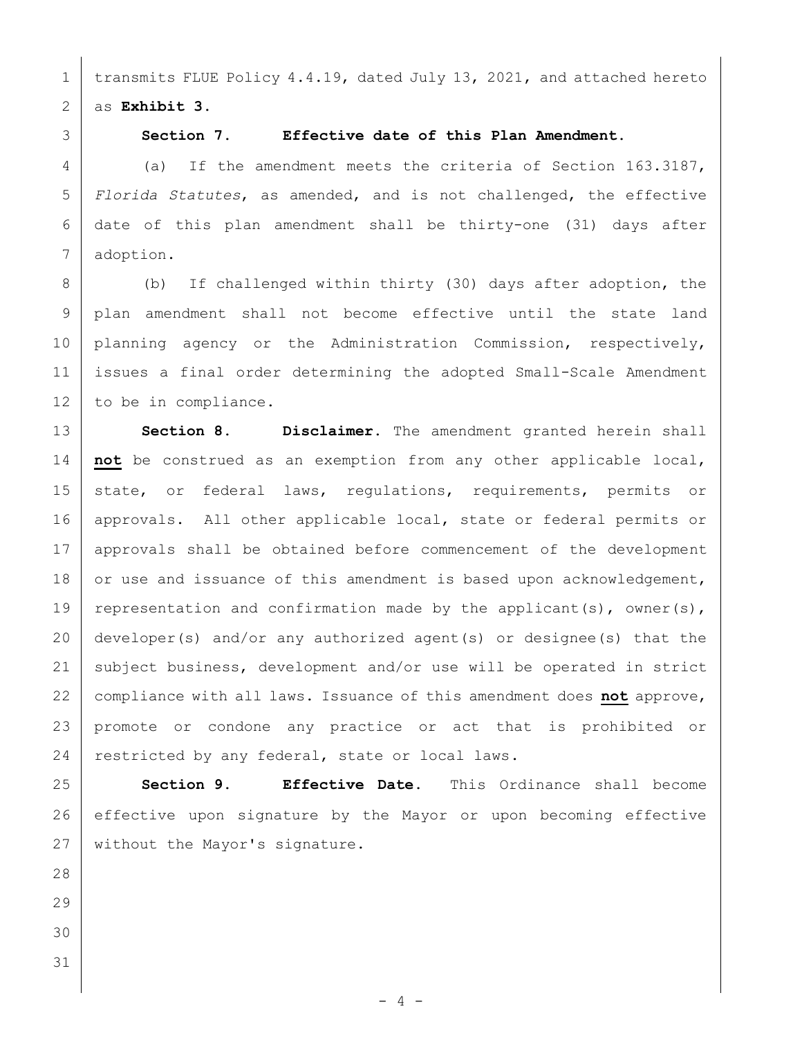transmits FLUE Policy 4.4.19, dated July 13, 2021, and attached hereto as **Exhibit 3.**

**Section 7. Effective date of this Plan Amendment.**

(a) If the amendment meets the criteria of Section 163.3187, *Florida Statutes*, as amended, and is not challenged, the effective date of this plan amendment shall be thirty-one (31) days after adoption.

(b) If challenged within thirty (30) days after adoption, the plan amendment shall not become effective until the state land planning agency or the Administration Commission, respectively, issues a final order determining the adopted Small-Scale Amendment to be in compliance.

**Section 8. Disclaimer.** The amendment granted herein shall **not** be construed as an exemption from any other applicable local, state, or federal laws, regulations, requirements, permits or approvals. All other applicable local, state or federal permits or approvals shall be obtained before commencement of the development or use and issuance of this amendment is based upon acknowledgement, representation and confirmation made by the applicant(s), owner(s), developer(s) and/or any authorized agent(s) or designee(s) that the subject business, development and/or use will be operated in strict compliance with all laws. Issuance of this amendment does **not** approve, promote or condone any practice or act that is prohibited or restricted by any federal, state or local laws.

**Section 9. Effective Date.** This Ordinance shall become effective upon signature by the Mayor or upon becoming effective without the Mayor's signature.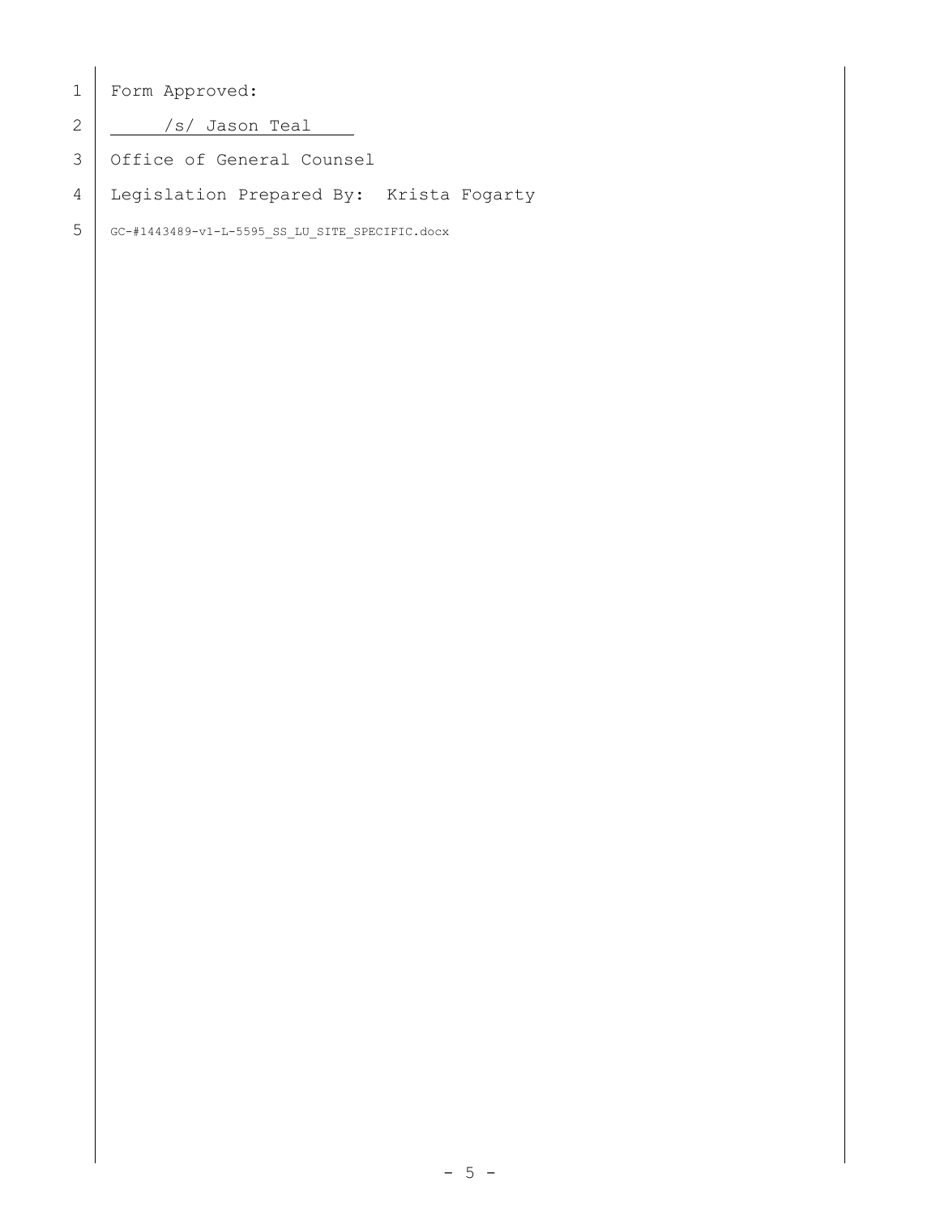Form Approved:

/s/ Jason Teal

Office of General Counsel

Legislation Prepared By: Krista Fogarty

GC-#1443489-v1-L-5595_SS_LU_SITE_SPECIFIC.docx